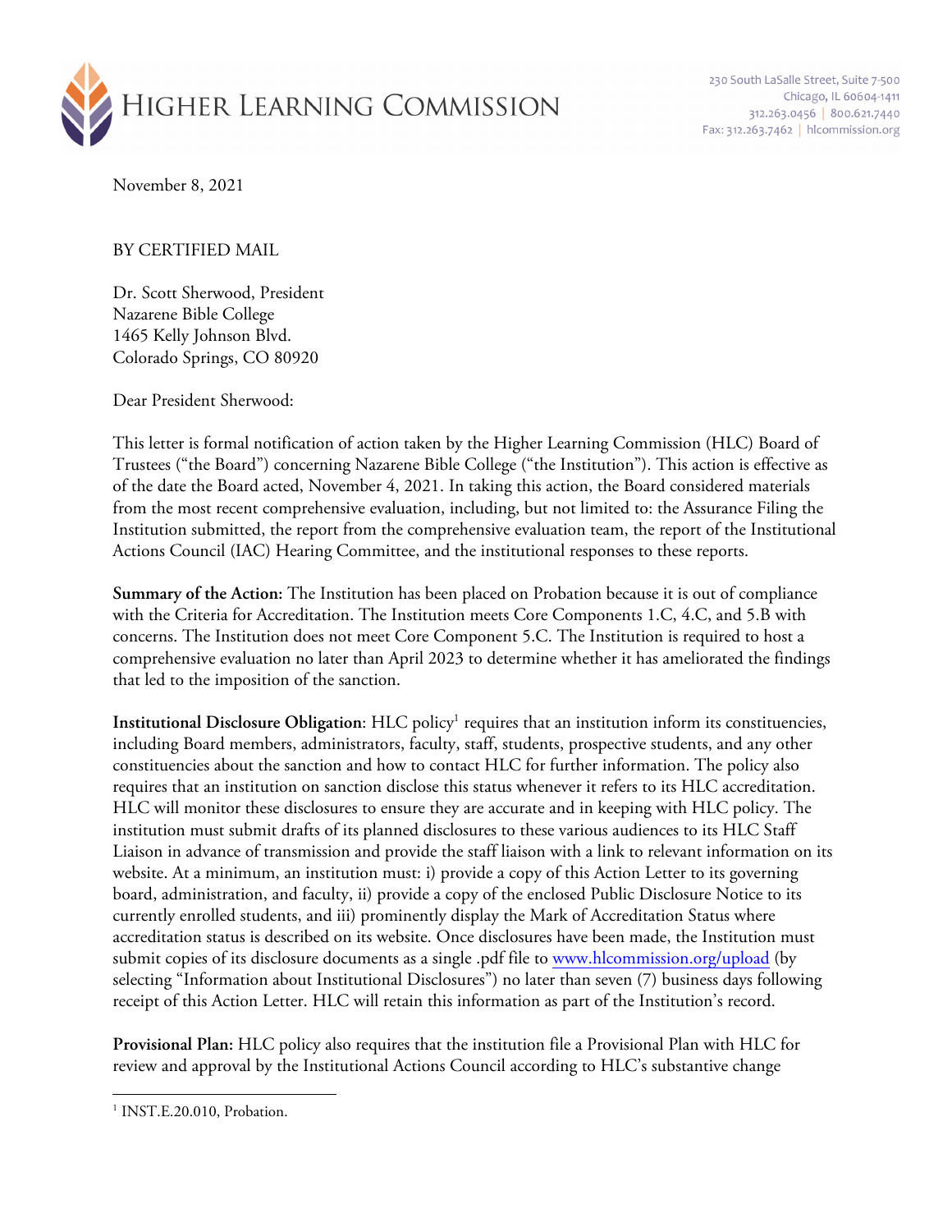HIGHER LEARNING COMMISSION

230 South LaSalle Street, Suite 7-500
Chicago, IL 60604-1411
312.263.0456 | 800.621.7440
Fax: 312.263.7462 | hlcommission.org

November 8, 2021

BY CERTIFIED MAIL

Dr. Scott Sherwood, President
Nazarene Bible College
1465 Kelly Johnson Blvd.
Colorado Springs, CO 80920

Dear President Sherwood:

This letter is formal notification of action taken by the Higher Learning Commission (HLC) Board of Trustees ("the Board") concerning Nazarene Bible College ("the Institution"). This action is effective as of the date the Board acted, November 4, 2021. In taking this action, the Board considered materials from the most recent comprehensive evaluation, including, but not limited to: the Assurance Filing the Institution submitted, the report from the comprehensive evaluation team, the report of the Institutional Actions Council (IAC) Hearing Committee, and the institutional responses to these reports.

**Summary of the Action:** The Institution has been placed on Probation because it is out of compliance with the Criteria for Accreditation. The Institution meets Core Components 1.C, 4.C, and 5.B with concerns. The Institution does not meet Core Component 5.C. The Institution is required to host a comprehensive evaluation no later than April 2023 to determine whether it has ameliorated the findings that led to the imposition of the sanction.

**Institutional Disclosure Obligation**: HLC policy[1] requires that an institution inform its constituencies, including Board members, administrators, faculty, staff, students, prospective students, and any other constituencies about the sanction and how to contact HLC for further information. The policy also requires that an institution on sanction disclose this status whenever it refers to its HLC accreditation. HLC will monitor these disclosures to ensure they are accurate and in keeping with HLC policy. The institution must submit drafts of its planned disclosures to these various audiences to its HLC Staff Liaison in advance of transmission and provide the staff liaison with a link to relevant information on its website. At a minimum, an institution must: i) provide a copy of this Action Letter to its governing board, administration, and faculty, ii) provide a copy of the enclosed Public Disclosure Notice to its currently enrolled students, and iii) prominently display the Mark of Accreditation Status where accreditation status is described on its website. Once disclosures have been made, the Institution must submit copies of its disclosure documents as a single .pdf file to www.hlcommission.org/upload (by selecting "Information about Institutional Disclosures") no later than seven (7) business days following receipt of this Action Letter. HLC will retain this information as part of the Institution's record.

**Provisional Plan:** HLC policy also requires that the institution file a Provisional Plan with HLC for review and approval by the Institutional Actions Council according to HLC's substantive change

[1] INST.E.20.010, Probation.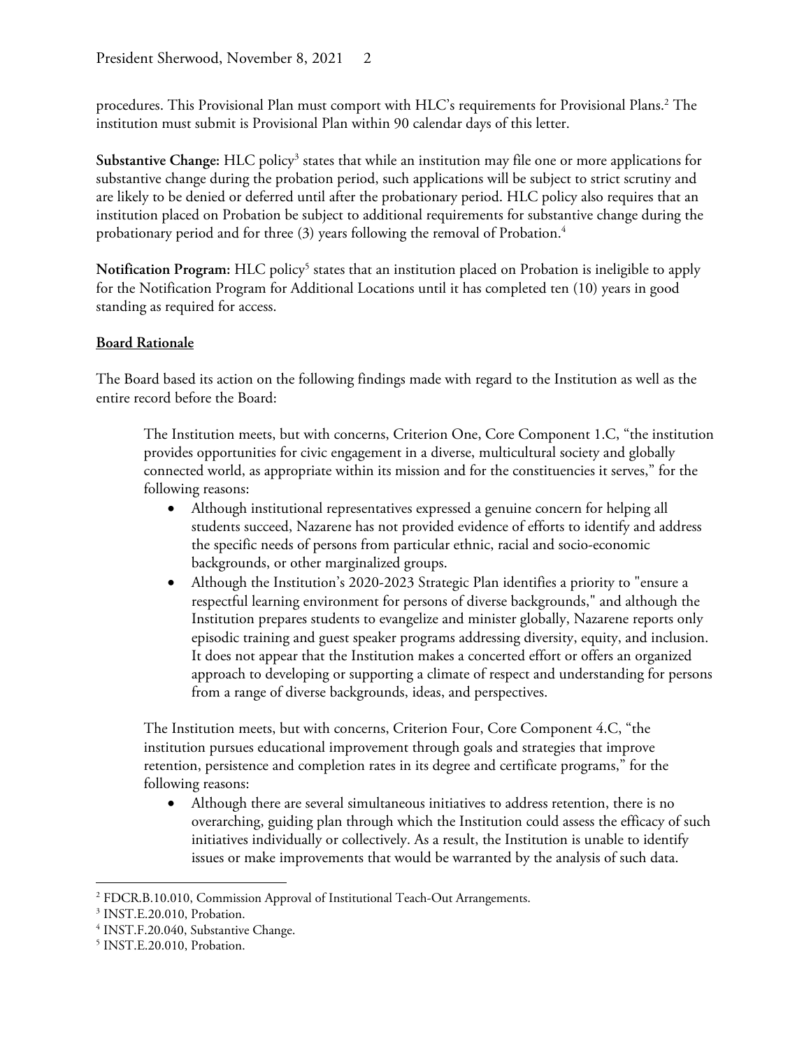procedures. This Provisional Plan must comport with HLC's requirements for Provisional Plans.[2] The institution must submit is Provisional Plan within 90 calendar days of this letter.

**Substantive Change:** HLC policy[3] states that while an institution may file one or more applications for substantive change during the probation period, such applications will be subject to strict scrutiny and are likely to be denied or deferred until after the probationary period. HLC policy also requires that an institution placed on Probation be subject to additional requirements for substantive change during the probationary period and for three (3) years following the removal of Probation.[4]

**Notification Program:** HLC policy[5] states that an institution placed on Probation is ineligible to apply for the Notification Program for Additional Locations until it has completed ten (10) years in good standing as required for access.

**Board Rationale**

The Board based its action on the following findings made with regard to the Institution as well as the entire record before the Board:

> The Institution meets, but with concerns, Criterion One, Core Component 1.C, "the institution provides opportunities for civic engagement in a diverse, multicultural society and globally connected world, as appropriate within its mission and for the constituencies it serves," for the following reasons:
>
> - Although institutional representatives expressed a genuine concern for helping all students succeed, Nazarene has not provided evidence of efforts to identify and address the specific needs of persons from particular ethnic, racial and socio-economic backgrounds, or other marginalized groups.
> - Although the Institution's 2020-2023 Strategic Plan identifies a priority to "ensure a respectful learning environment for persons of diverse backgrounds," and although the Institution prepares students to evangelize and minister globally, Nazarene reports only episodic training and guest speaker programs addressing diversity, equity, and inclusion. It does not appear that the Institution makes a concerted effort or offers an organized approach to developing or supporting a climate of respect and understanding for persons from a range of diverse backgrounds, ideas, and perspectives.
>
> The Institution meets, but with concerns, Criterion Four, Core Component 4.C, "the institution pursues educational improvement through goals and strategies that improve retention, persistence and completion rates in its degree and certificate programs," for the following reasons:
>
> - Although there are several simultaneous initiatives to address retention, there is no overarching, guiding plan through which the Institution could assess the efficacy of such initiatives individually or collectively. As a result, the Institution is unable to identify issues or make improvements that would be warranted by the analysis of such data.

---

[2] FDCR.B.10.010, Commission Approval of Institutional Teach-Out Arrangements.

[3] INST.E.20.010, Probation.

[4] INST.F.20.040, Substantive Change.

[5] INST.E.20.010, Probation.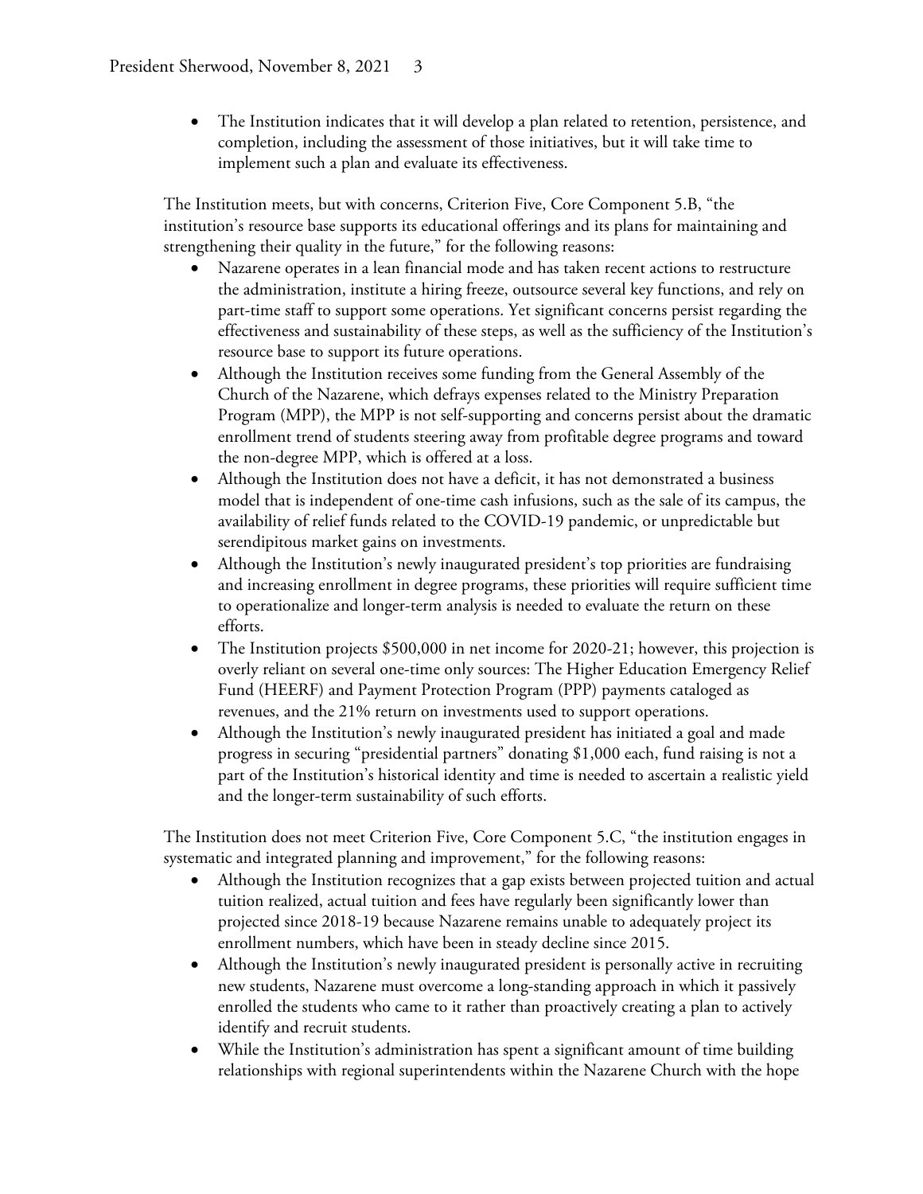- The Institution indicates that it will develop a plan related to retention, persistence, and completion, including the assessment of those initiatives, but it will take time to implement such a plan and evaluate its effectiveness.

The Institution meets, but with concerns, Criterion Five, Core Component 5.B, "the institution's resource base supports its educational offerings and its plans for maintaining and strengthening their quality in the future," for the following reasons:

- Nazarene operates in a lean financial mode and has taken recent actions to restructure the administration, institute a hiring freeze, outsource several key functions, and rely on part-time staff to support some operations. Yet significant concerns persist regarding the effectiveness and sustainability of these steps, as well as the sufficiency of the Institution's resource base to support its future operations.
- Although the Institution receives some funding from the General Assembly of the Church of the Nazarene, which defrays expenses related to the Ministry Preparation Program (MPP), the MPP is not self-supporting and concerns persist about the dramatic enrollment trend of students steering away from profitable degree programs and toward the non-degree MPP, which is offered at a loss.
- Although the Institution does not have a deficit, it has not demonstrated a business model that is independent of one-time cash infusions, such as the sale of its campus, the availability of relief funds related to the COVID-19 pandemic, or unpredictable but serendipitous market gains on investments.
- Although the Institution's newly inaugurated president's top priorities are fundraising and increasing enrollment in degree programs, these priorities will require sufficient time to operationalize and longer-term analysis is needed to evaluate the return on these efforts.
- The Institution projects $500,000 in net income for 2020-21; however, this projection is overly reliant on several one-time only sources: The Higher Education Emergency Relief Fund (HEERF) and Payment Protection Program (PPP) payments cataloged as revenues, and the 21% return on investments used to support operations.
- Although the Institution's newly inaugurated president has initiated a goal and made progress in securing "presidential partners" donating $1,000 each, fund raising is not a part of the Institution's historical identity and time is needed to ascertain a realistic yield and the longer-term sustainability of such efforts.

The Institution does not meet Criterion Five, Core Component 5.C, "the institution engages in systematic and integrated planning and improvement," for the following reasons:

- Although the Institution recognizes that a gap exists between projected tuition and actual tuition realized, actual tuition and fees have regularly been significantly lower than projected since 2018-19 because Nazarene remains unable to adequately project its enrollment numbers, which have been in steady decline since 2015.
- Although the Institution's newly inaugurated president is personally active in recruiting new students, Nazarene must overcome a long-standing approach in which it passively enrolled the students who came to it rather than proactively creating a plan to actively identify and recruit students.
- While the Institution's administration has spent a significant amount of time building relationships with regional superintendents within the Nazarene Church with the hope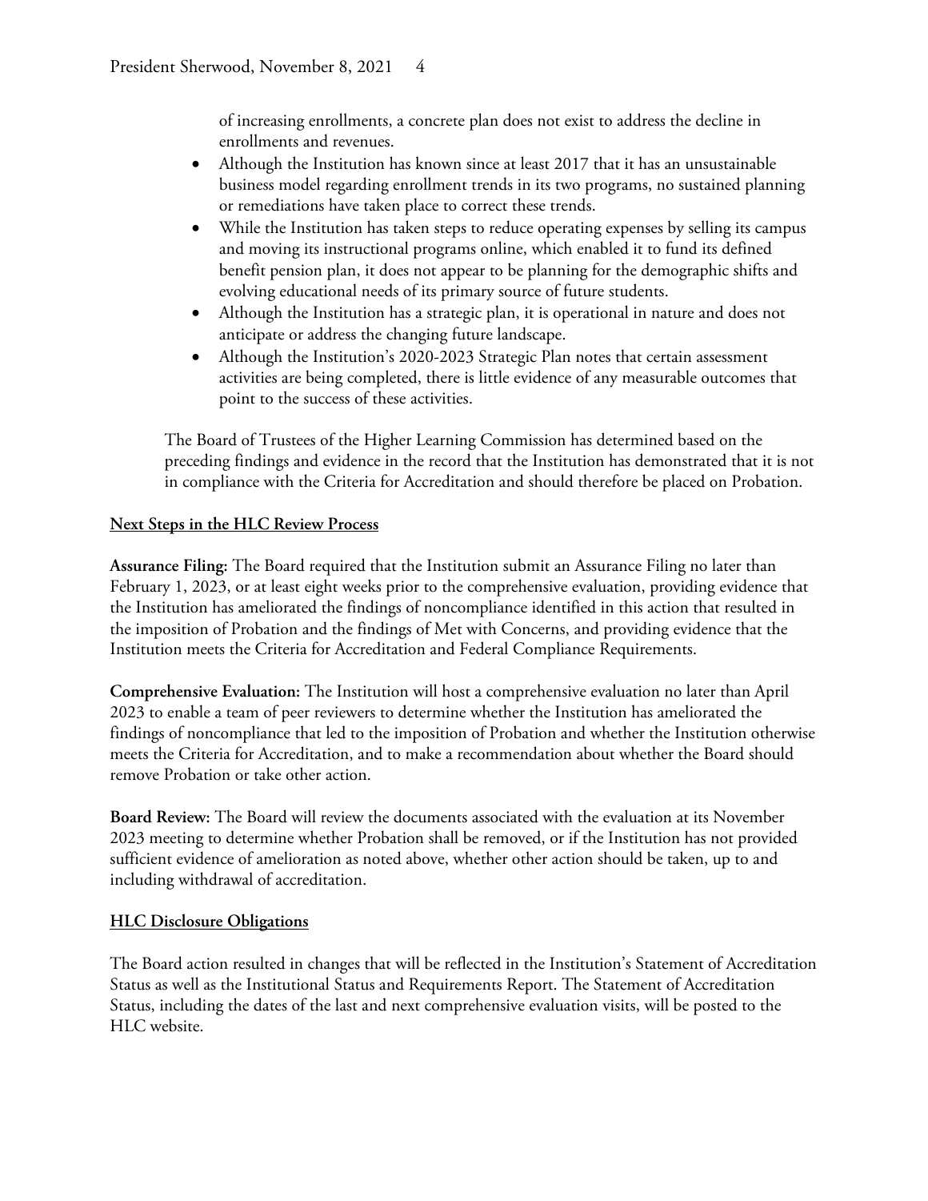of increasing enrollments, a concrete plan does not exist to address the decline in enrollments and revenues.

- Although the Institution has known since at least 2017 that it has an unsustainable business model regarding enrollment trends in its two programs, no sustained planning or remediations have taken place to correct these trends.
- While the Institution has taken steps to reduce operating expenses by selling its campus and moving its instructional programs online, which enabled it to fund its defined benefit pension plan, it does not appear to be planning for the demographic shifts and evolving educational needs of its primary source of future students.
- Although the Institution has a strategic plan, it is operational in nature and does not anticipate or address the changing future landscape.
- Although the Institution's 2020-2023 Strategic Plan notes that certain assessment activities are being completed, there is little evidence of any measurable outcomes that point to the success of these activities.

The Board of Trustees of the Higher Learning Commission has determined based on the preceding findings and evidence in the record that the Institution has demonstrated that it is not in compliance with the Criteria for Accreditation and should therefore be placed on Probation.

## Next Steps in the HLC Review Process

**Assurance Filing:** The Board required that the Institution submit an Assurance Filing no later than February 1, 2023, or at least eight weeks prior to the comprehensive evaluation, providing evidence that the Institution has ameliorated the findings of noncompliance identified in this action that resulted in the imposition of Probation and the findings of Met with Concerns, and providing evidence that the Institution meets the Criteria for Accreditation and Federal Compliance Requirements.

**Comprehensive Evaluation:** The Institution will host a comprehensive evaluation no later than April 2023 to enable a team of peer reviewers to determine whether the Institution has ameliorated the findings of noncompliance that led to the imposition of Probation and whether the Institution otherwise meets the Criteria for Accreditation, and to make a recommendation about whether the Board should remove Probation or take other action.

**Board Review:** The Board will review the documents associated with the evaluation at its November 2023 meeting to determine whether Probation shall be removed, or if the Institution has not provided sufficient evidence of amelioration as noted above, whether other action should be taken, up to and including withdrawal of accreditation.

## HLC Disclosure Obligations

The Board action resulted in changes that will be reflected in the Institution's Statement of Accreditation Status as well as the Institutional Status and Requirements Report. The Statement of Accreditation Status, including the dates of the last and next comprehensive evaluation visits, will be posted to the HLC website.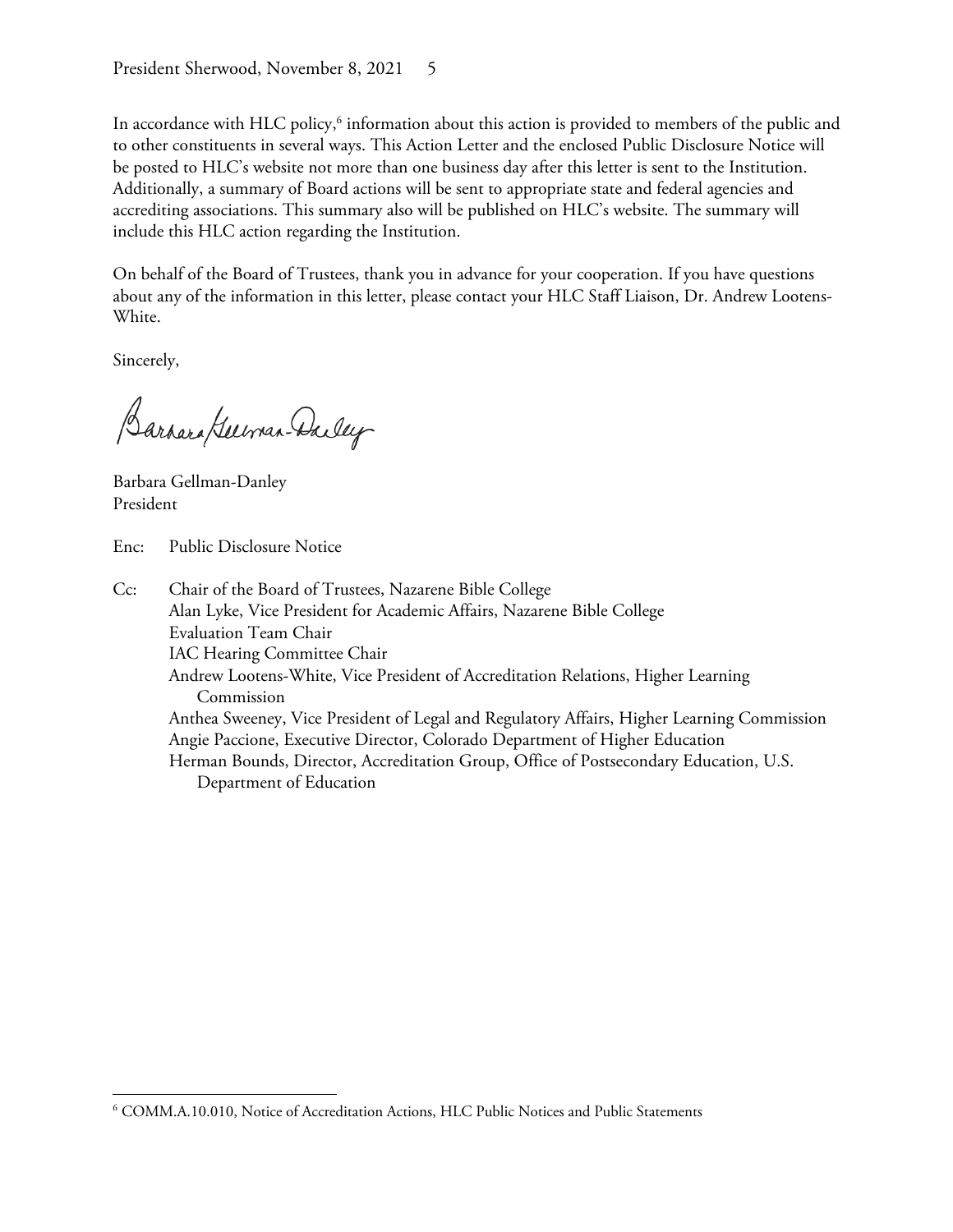In accordance with HLC policy,[6] information about this action is provided to members of the public and to other constituents in several ways. This Action Letter and the enclosed Public Disclosure Notice will be posted to HLC's website not more than one business day after this letter is sent to the Institution. Additionally, a summary of Board actions will be sent to appropriate state and federal agencies and accrediting associations. This summary also will be published on HLC's website. The summary will include this HLC action regarding the Institution.

On behalf of the Board of Trustees, thank you in advance for your cooperation. If you have questions about any of the information in this letter, please contact your HLC Staff Liaison, Dr. Andrew Lootens-White.

Sincerely,

Barbara Gellman-Danley

Barbara Gellman-Danley
President

Enc: Public Disclosure Notice

Cc: Chair of the Board of Trustees, Nazarene Bible College
Alan Lyke, Vice President for Academic Affairs, Nazarene Bible College
Evaluation Team Chair
IAC Hearing Committee Chair
Andrew Lootens-White, Vice President of Accreditation Relations, Higher Learning Commission
Anthea Sweeney, Vice President of Legal and Regulatory Affairs, Higher Learning Commission
Angie Paccione, Executive Director, Colorado Department of Higher Education
Herman Bounds, Director, Accreditation Group, Office of Postsecondary Education, U.S. Department of Education

---

[6] COMM.A.10.010, Notice of Accreditation Actions, HLC Public Notices and Public Statements